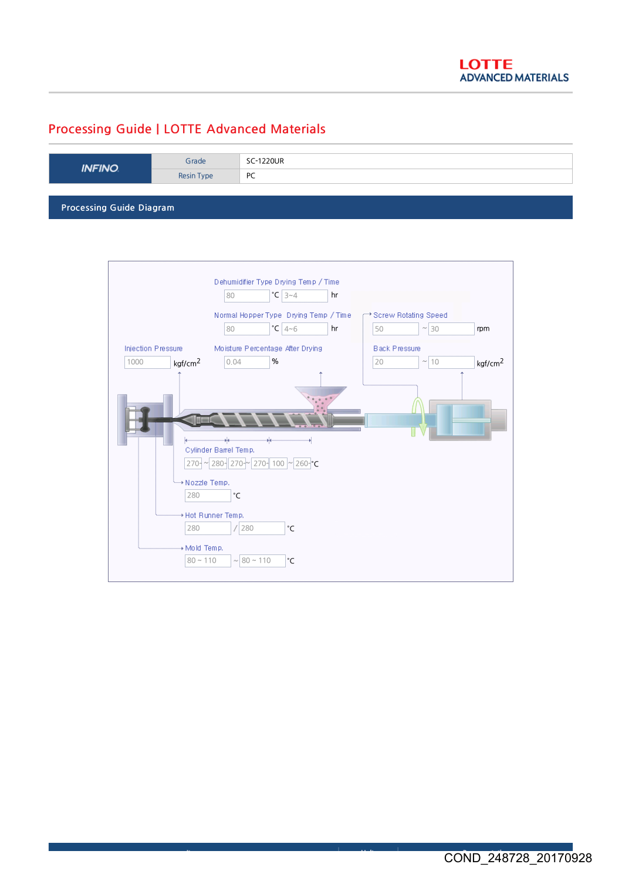# Processing Guide | LOTTE Advanced Materials

| INFINO | Grade | SC-1220UR |
|---|---|---|
| | Resin Type | PC |

## Processing Guide Diagram

Dehumidifier Type Drying Temp / Time

80 ℃ 3~4 hr

Normal Hopper Type Drying Temp / Time

80 ℃ 4~6 hr

Screw Rotating Speed

50 ~ 30 rpm

Injection Pressure

1000 kgf/cm²

Moisture Percentage After Drying

0.04 %

Back Pressure

20 ~ 10 kgf/cm²

Cylinder Barrel Temp.

270 ~ 280 / 270 ~ 270 / 100 ~ 260 ℃

Nozzle Temp.

280 ℃

Hot Runner Temp.

280 / 280 ℃

Mold Temp.

80 ~ 110 ~ 80 ~ 110 ℃

COND_248728_20170928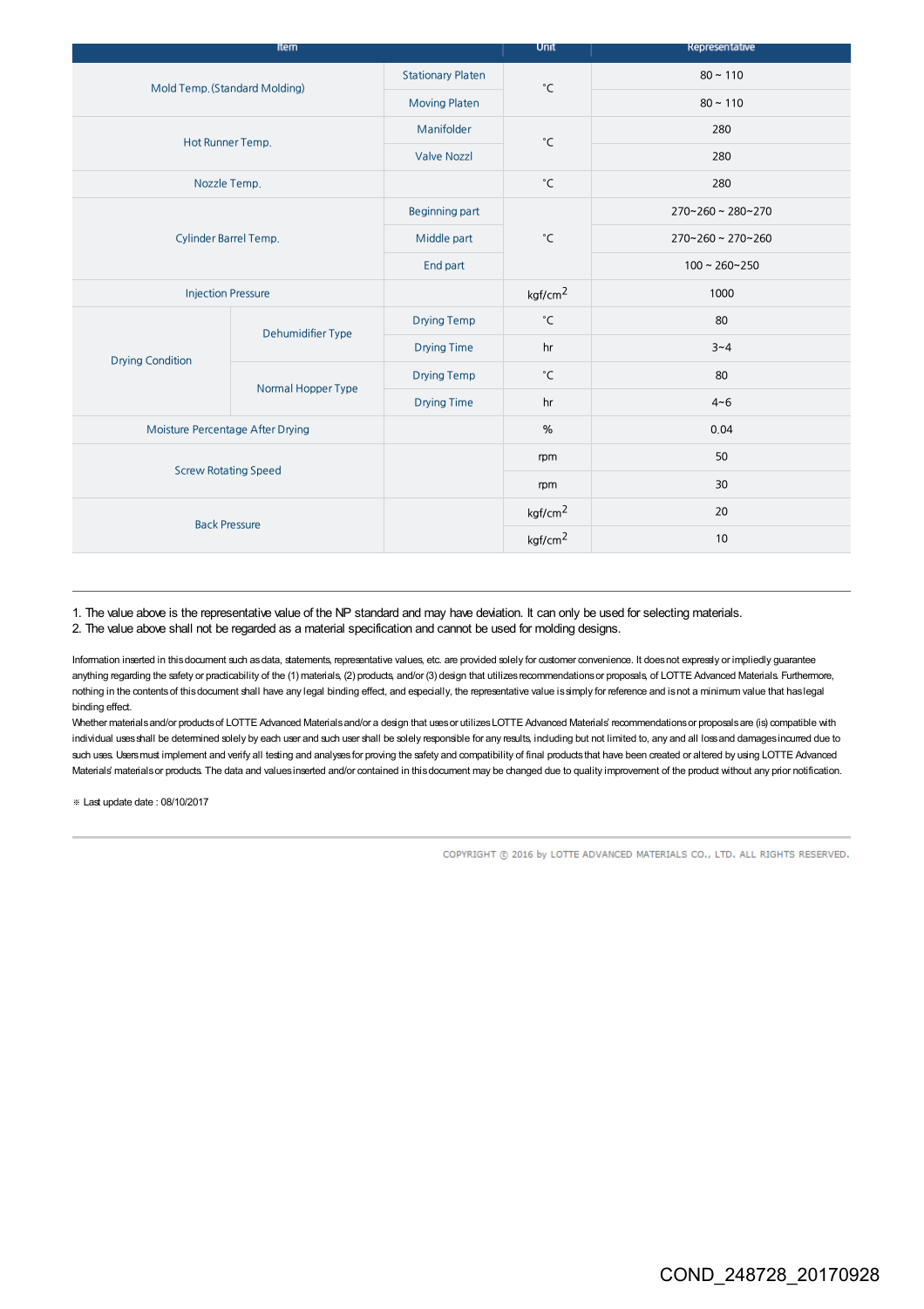| Item | | | Unit | Representative |
|---|---|---|---|---|
| Mold Temp.(Standard Molding) | | Stationary Platen | ˚C | 80 ~ 110 |
| | | Moving Platen | | 80 ~ 110 |
| Hot Runner Temp. | | Manifolder | ˚C | 280 |
| | | Valve Nozzl | | 280 |
| Nozzle Temp. | | | ˚C | 280 |
| Cylinder Barrel Temp. | | Beginning part | ˚C | 270~260 ~ 280~270 |
| | | Middle part | | 270~260 ~ 270~260 |
| | | End part | | 100 ~ 260~250 |
| Injection Pressure | | | $kgf/cm^2$ | 1000 |
| Drying Condition | Dehumidifier Type | Drying Temp | ˚C | 80 |
| | | Drying Time | hr | 3~4 |
| | Normal Hopper Type | Drying Temp | ˚C | 80 |
| | | Drying Time | hr | 4~6 |
| Moisture Percentage After Drying | | | % | 0.04 |
| Screw Rotating Speed | | | rpm | 50 |
| | | | rpm | 30 |
| Back Pressure | | | $kgf/cm^2$ | 20 |
| | | | $kgf/cm^2$ | 10 |

1. The value above is the representative value of the NP standard and may have deviation. It can only be used for selecting materials.
2. The value above shall not be regarded as a material specification and cannot be used for molding designs.

Information inserted in this document such as data, statements, representative values, etc. are provided solely for customer convenience. It does not expressly or impliedly guarantee anything regarding the safety or practicability of the (1) materials, (2) products, and/or (3) design that utilizes recommendations or proposals, of LOTTE Advanced Materials. Furthermore, nothing in the contents of this document shall have any legal binding effect, and especially, the representative value is simply for reference and is not a minimum value that has legal binding effect.
Whether materials and/or products of LOTTE Advanced Materials and/or a design that uses or utilizes LOTTE Advanced Materials' recommendations or proposals are (is) compatible with individual uses shall be determined solely by each user and such user shall be solely responsible for any results, including but not limited to, any and all loss and damages incurred due to such uses. Users must implement and verify all testing and analyses for proving the safety and compatibility of final products that have been created or altered by using LOTTE Advanced Materials' materials or products. The data and values inserted and/or contained in this document may be changed due to quality improvement of the product without any prior notification.

※ Last update date : 08/10/2017

COPYRIGHT © 2016 by LOTTE ADVANCED MATERIALS CO., LTD. ALL RIGHTS RESERVED.

COND_248728_20170928